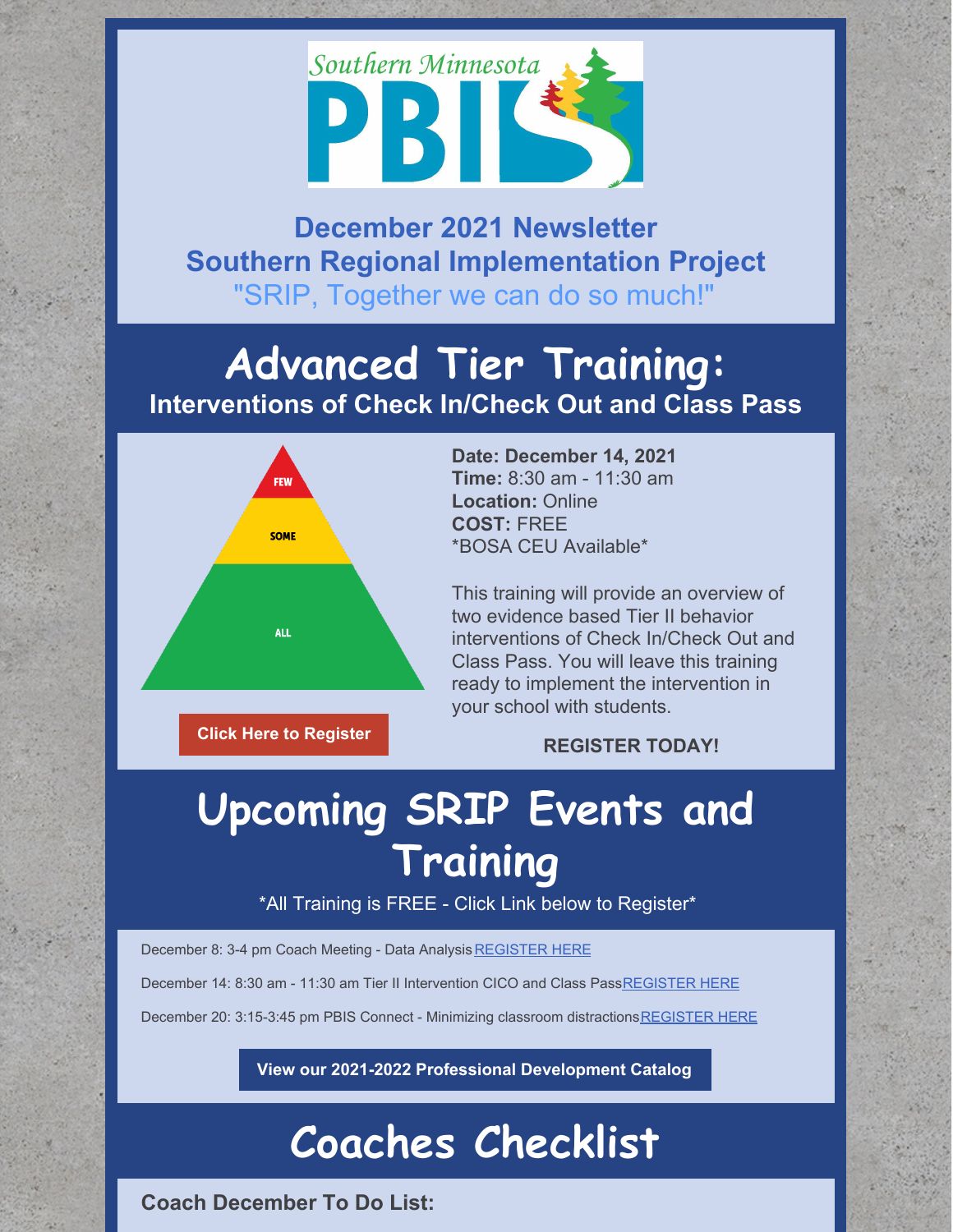Southern Minnesota PBIS

## December 2021 Newsletter
## Southern Regional Implementation Project
"SRIP, Together we can do so much!"

# Advanced Tier Training:
## Interventions of Check In/Check Out and Class Pass

FEW

SOME

ALL

Click Here to Register

**Date: December 14, 2021**
**Time:** 8:30 am - 11:30 am
**Location:** Online
**COST:** FREE
*BOSA CEU Available*

This training will provide an overview of two evidence based Tier II behavior interventions of Check In/Check Out and Class Pass. You will leave this training ready to implement the intervention in your school with students.

**REGISTER TODAY!**

# Upcoming SRIP Events and Training

*All Training is FREE - Click Link below to Register*

December 8: 3-4 pm Coach Meeting - Data Analysis REGISTER HERE

December 14: 8:30 am - 11:30 am Tier II Intervention CICO and Class Pass REGISTER HERE

December 20: 3:15-3:45 pm PBIS Connect - Minimizing classroom distractions REGISTER HERE

**View our 2021-2022 Professional Development Catalog**

# Coaches Checklist

**Coach December To Do List:**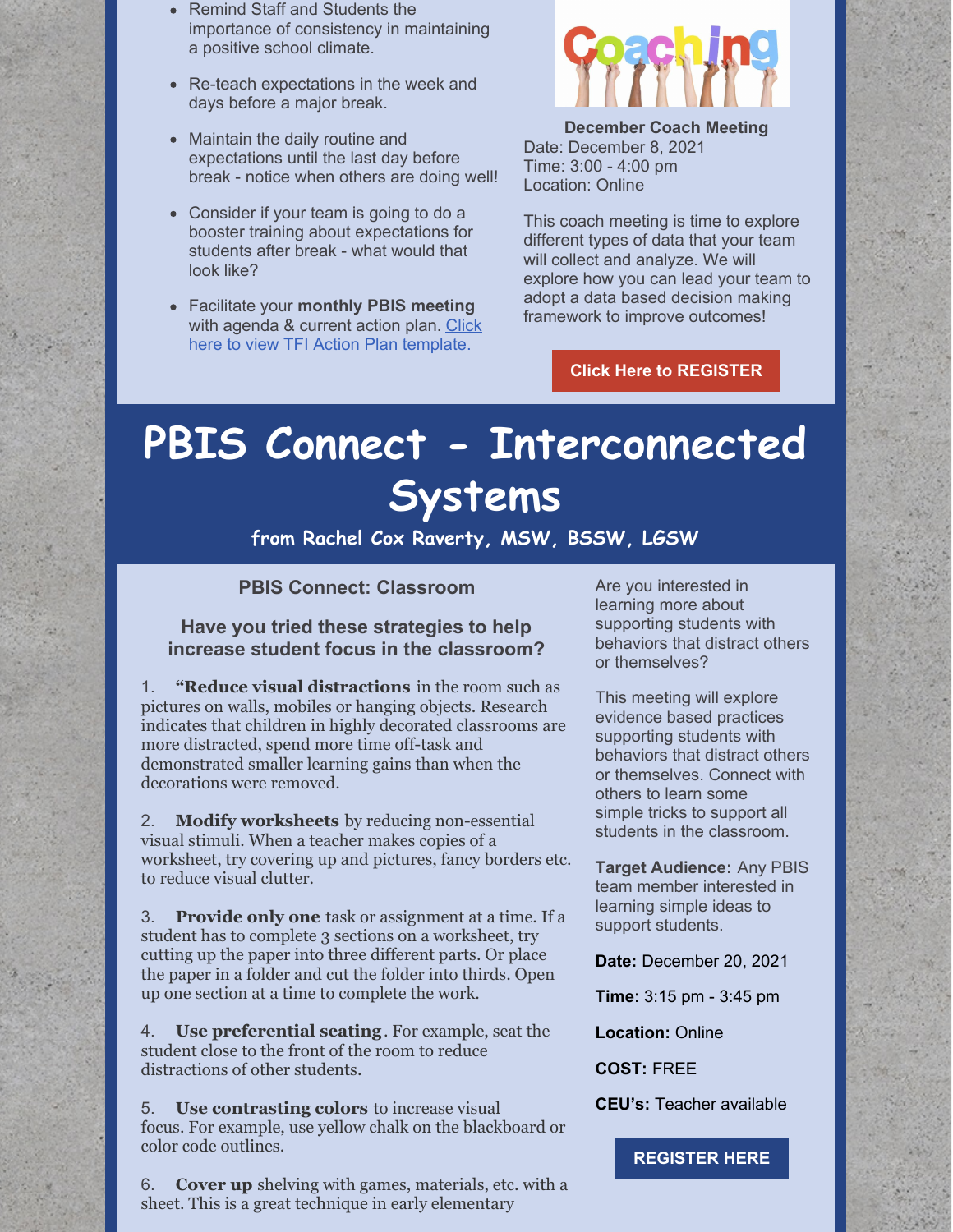- Remind Staff and Students the importance of consistency in maintaining a positive school climate.
- Re-teach expectations in the week and days before a major break.
- Maintain the daily routine and expectations until the last day before break - notice when others are doing well!
- Consider if your team is going to do a booster training about expectations for students after break - what would that look like?
- Facilitate your **monthly PBIS meeting** with agenda & current action plan. Click here to view TFI Action Plan template.

**December Coach Meeting**
Date: December 8, 2021
Time: 3:00 - 4:00 pm
Location: Online

This coach meeting is time to explore different types of data that your team will collect and analyze. We will explore how you can lead your team to adopt a data based decision making framework to improve outcomes!

**Click Here to REGISTER**

# PBIS Connect - Interconnected Systems

### from Rachel Cox Raverty, MSW, BSSW, LGSW

### PBIS Connect: Classroom

### Have you tried these strategies to help increase student focus in the classroom?

1. **"Reduce visual distractions** in the room such as pictures on walls, mobiles or hanging objects. Research indicates that children in highly decorated classrooms are more distracted, spend more time off-task and demonstrated smaller learning gains than when the decorations were removed.

2. **Modify worksheets** by reducing non-essential visual stimuli. When a teacher makes copies of a worksheet, try covering up and pictures, fancy borders etc. to reduce visual clutter.

3. **Provide only one** task or assignment at a time. If a student has to complete 3 sections on a worksheet, try cutting up the paper into three different parts. Or place the paper in a folder and cut the folder into thirds. Open up one section at a time to complete the work.

4. **Use preferential seating**. For example, seat the student close to the front of the room to reduce distractions of other students.

5. **Use contrasting colors** to increase visual focus. For example, use yellow chalk on the blackboard or color code outlines.

6. **Cover up** shelving with games, materials, etc. with a sheet. This is a great technique in early elementary

Are you interested in learning more about supporting students with behaviors that distract others or themselves?

This meeting will explore evidence based practices supporting students with behaviors that distract others or themselves. Connect with others to learn some simple tricks to support all students in the classroom.

**Target Audience:** Any PBIS team member interested in learning simple ideas to support students.

**Date:** December 20, 2021

**Time:** 3:15 pm - 3:45 pm

**Location:** Online

**COST:** FREE

**CEU's:** Teacher available

**REGISTER HERE**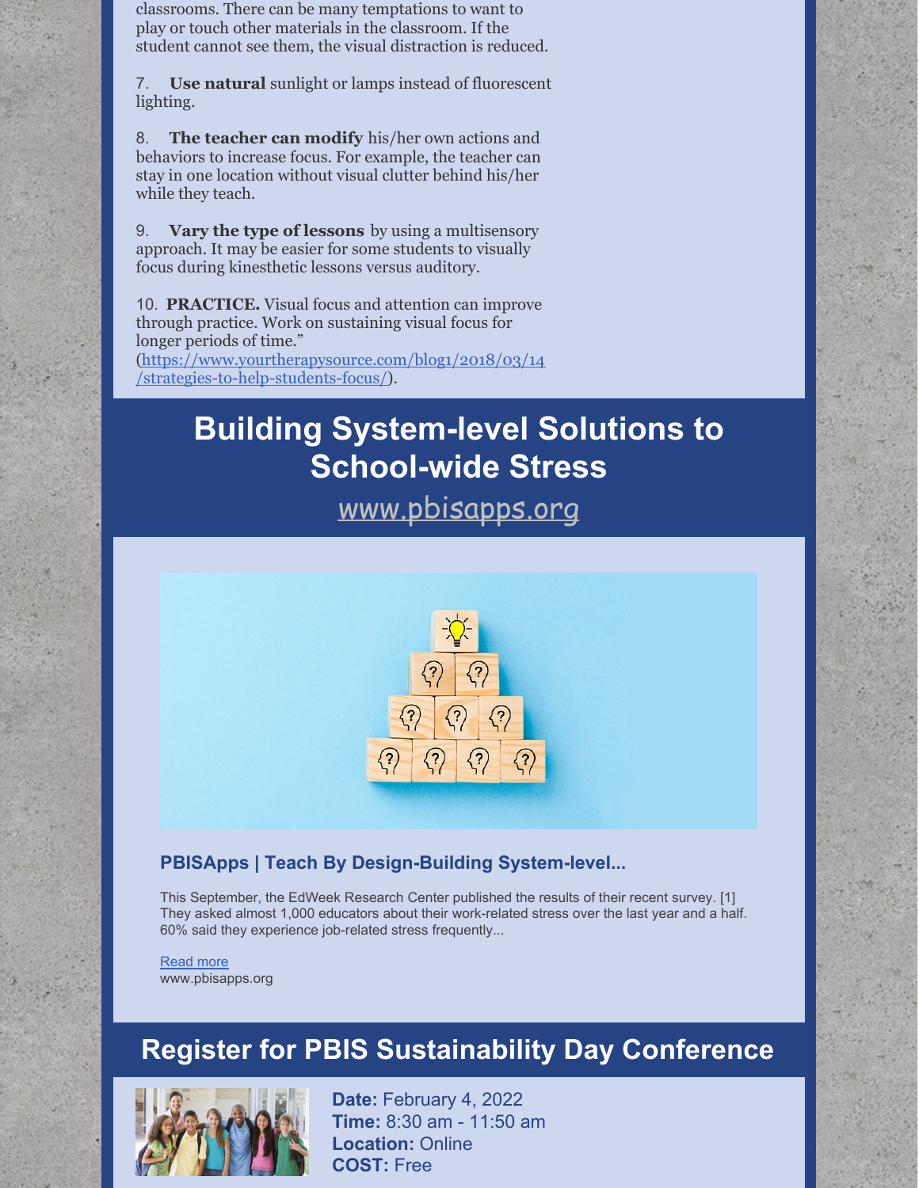classrooms. There can be many temptations to want to play or touch other materials in the classroom. If the student cannot see them, the visual distraction is reduced.

7. **Use natural** sunlight or lamps instead of fluorescent lighting.

8. **The teacher can modify** his/her own actions and behaviors to increase focus. For example, the teacher can stay in one location without visual clutter behind his/her while they teach.

9. **Vary the type of lessons** by using a multisensory approach. It may be easier for some students to visually focus during kinesthetic lessons versus auditory.

10. **PRACTICE.** Visual focus and attention can improve through practice. Work on sustaining visual focus for longer periods of time."
(https://www.yourtherapysource.com/blog1/2018/03/14/strategies-to-help-students-focus/).

# Building System-level Solutions to School-wide Stress

www.pbisapps.org

### PBISApps | Teach By Design-Building System-level...

This September, the EdWeek Research Center published the results of their recent survey. [1] They asked almost 1,000 educators about their work-related stress over the last year and a half. 60% said they experience job-related stress frequently...

Read more
www.pbisapps.org

# Register for PBIS Sustainability Day Conference

**Date:** February 4, 2022
**Time:** 8:30 am - 11:50 am
**Location:** Online
**COST:** Free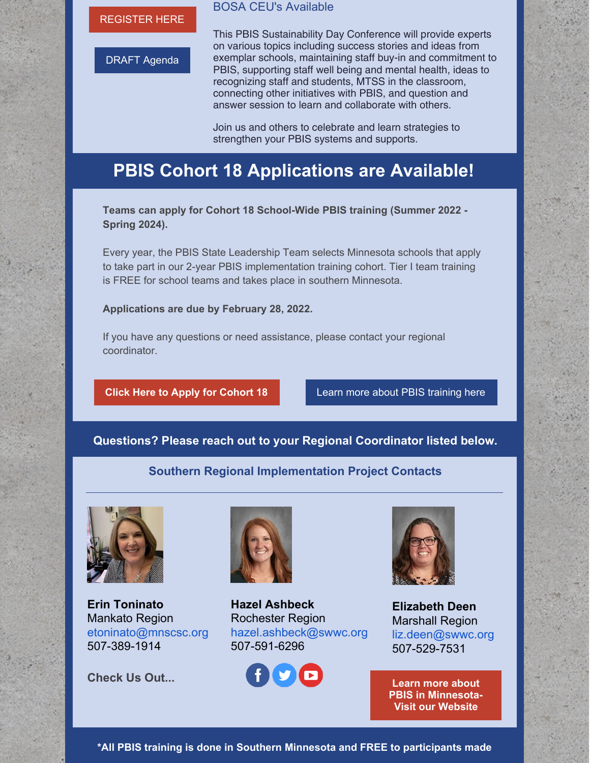REGISTER HERE

DRAFT Agenda

BOSA CEU's Available

This PBIS Sustainability Day Conference will provide experts on various topics including success stories and ideas from exemplar schools, maintaining staff buy-in and commitment to PBIS, supporting staff well being and mental health, ideas to recognizing staff and students, MTSS in the classroom, connecting other initiatives with PBIS, and question and answer session to learn and collaborate with others.

Join us and others to celebrate and learn strategies to strengthen your PBIS systems and supports.

## PBIS Cohort 18 Applications are Available!

**Teams can apply for Cohort 18 School-Wide PBIS training (Summer 2022 - Spring 2024).**

Every year, the PBIS State Leadership Team selects Minnesota schools that apply to take part in our 2-year PBIS implementation training cohort. Tier I team training is FREE for school teams and takes place in southern Minnesota.

**Applications are due by February 28, 2022.**

If you have any questions or need assistance, please contact your regional coordinator.

**Click Here to Apply for Cohort 18**

Learn more about PBIS training here

**Questions? Please reach out to your Regional Coordinator listed below.**

### Southern Regional Implementation Project Contacts

**Erin Toninato**
Mankato Region
etoninato@mnscsc.org
507-389-1914

**Hazel Ashbeck**
Rochester Region
hazel.ashbeck@swwc.org
507-591-6296

**Elizabeth Deen**
Marshall Region
liz.deen@swwc.org
507-529-7531

**Check Us Out...**

**Learn more about PBIS in Minnesota- Visit our Website**

**\*All PBIS training is done in Southern Minnesota and FREE to participants made**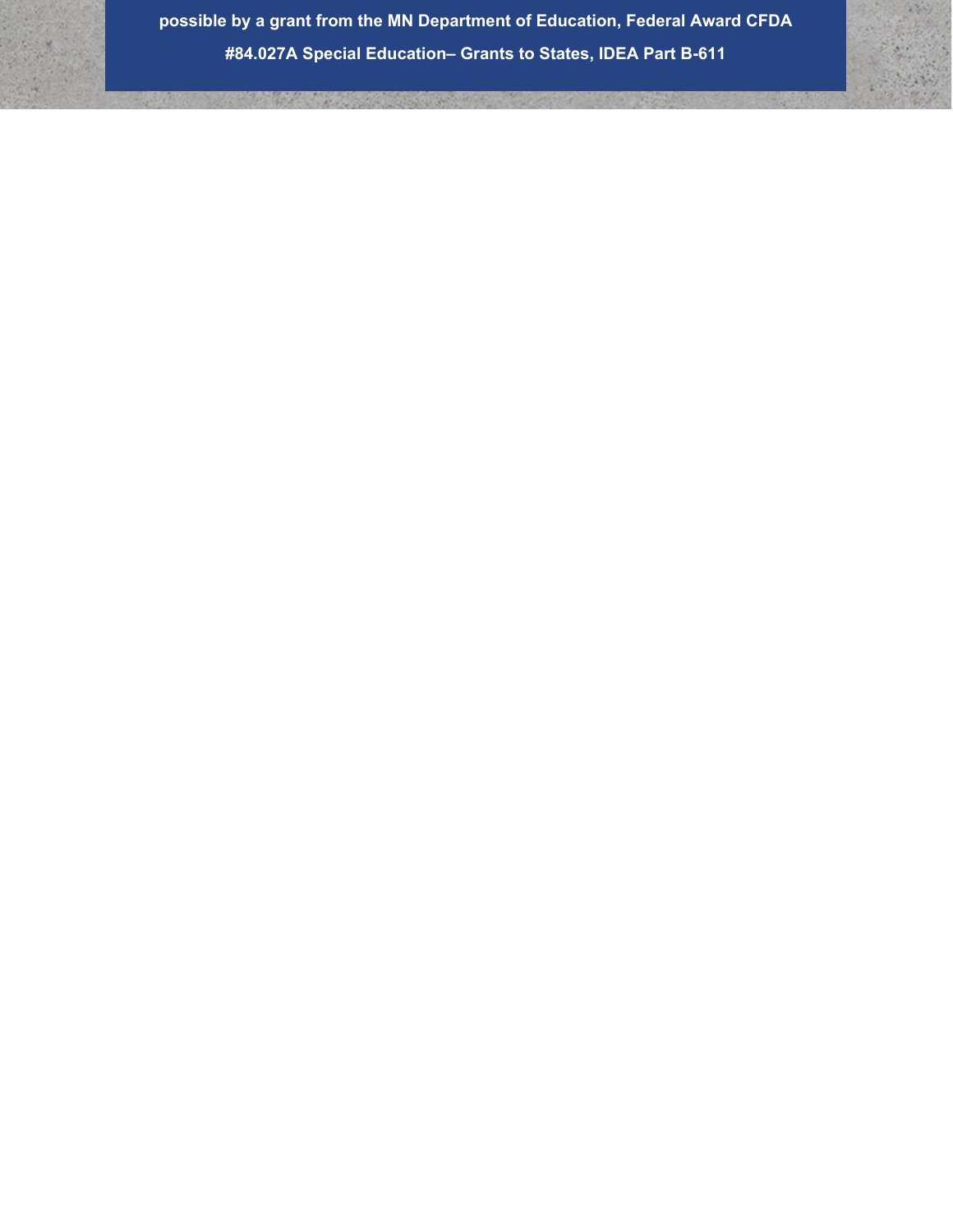possible by a grant from the MN Department of Education, Federal Award CFDA #84.027A Special Education– Grants to States, IDEA Part B-611